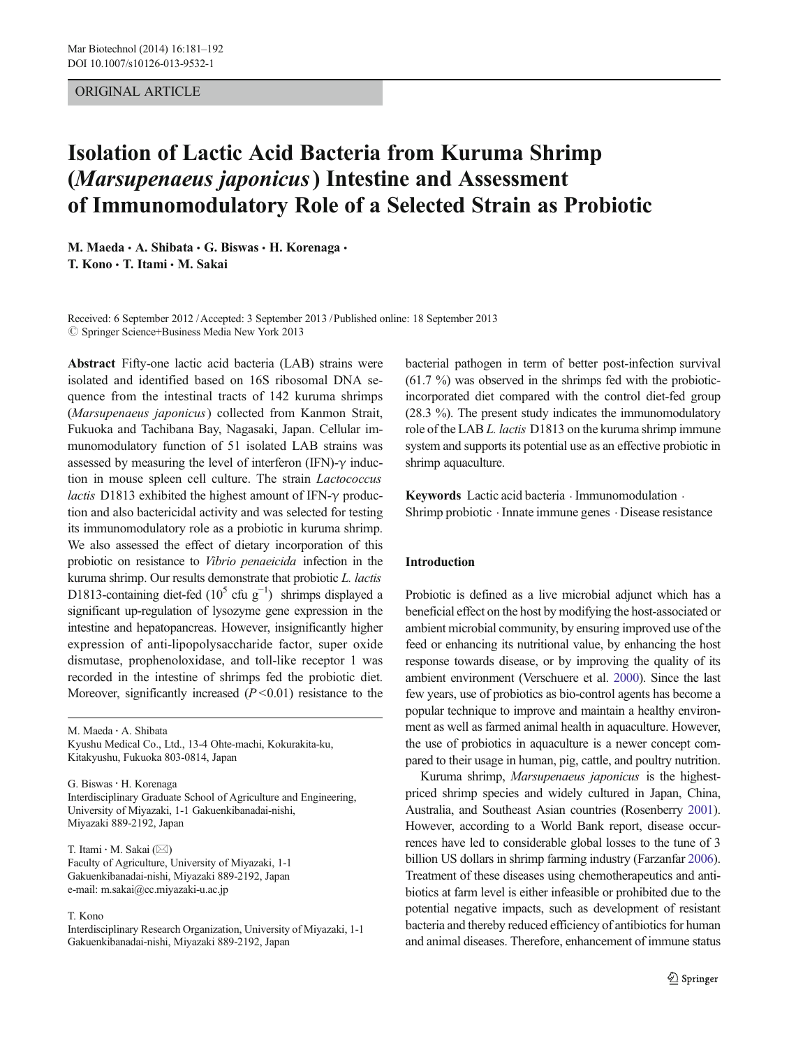ORIGINAL ARTICLE

# Isolation of Lactic Acid Bacteria from Kuruma Shrimp (*Marsupenaeus japonicus*) Intestine and Assessment of Immunomodulatory Role of a Selected Strain as Probiotic

**M. Maeda · A. Shibata · G. Biswas · H. Korenaga · T. Kono · T. Itami · M. Sakai**

Received: 6 September 2012 / Accepted: 3 September 2013 / Published online: 18 September 2013
© Springer Science+Business Media New York 2013

**Abstract** Fifty-one lactic acid bacteria (LAB) strains were isolated and identified based on 16S ribosomal DNA sequence from the intestinal tracts of 142 kuruma shrimps (*Marsupenaeus japonicus*) collected from Kanmon Strait, Fukuoka and Tachibana Bay, Nagasaki, Japan. Cellular immunomodulatory function of 51 isolated LAB strains was assessed by measuring the level of interferon (IFN)-γ induction in mouse spleen cell culture. The strain *Lactococcus lactis* D1813 exhibited the highest amount of IFN-γ production and also bactericidal activity and was selected for testing its immunomodulatory role as a probiotic in kuruma shrimp. We also assessed the effect of dietary incorporation of this probiotic on resistance to *Vibrio penaeicida* infection in the kuruma shrimp. Our results demonstrate that probiotic *L. lactis* D1813-containing diet-fed ($10^5$ cfu $g^{-1}$) shrimps displayed a significant up-regulation of lysozyme gene expression in the intestine and hepatopancreas. However, insignificantly higher expression of anti-lipopolysaccharide factor, super oxide dismutase, prophenoloxidase, and toll-like receptor 1 was recorded in the intestine of shrimps fed the probiotic diet. Moreover, significantly increased ($P<0.01$) resistance to the bacterial pathogen in term of better post-infection survival (61.7 %) was observed in the shrimps fed with the probiotic-incorporated diet compared with the control diet-fed group (28.3 %). The present study indicates the immunomodulatory role of the LAB *L. lactis* D1813 on the kuruma shrimp immune system and supports its potential use as an effective probiotic in shrimp aquaculture.

**Keywords** Lactic acid bacteria · Immunomodulation · Shrimp probiotic · Innate immune genes · Disease resistance

M. Maeda · A. Shibata
Kyushu Medical Co., Ltd., 13-4 Ohte-machi, Kokurakita-ku, Kitakyushu, Fukuoka 803-0814, Japan

G. Biswas · H. Korenaga
Interdisciplinary Graduate School of Agriculture and Engineering, University of Miyazaki, 1-1 Gakuenkibanadai-nishi, Miyazaki 889-2192, Japan

T. Itami · M. Sakai (✉)
Faculty of Agriculture, University of Miyazaki, 1-1 Gakuenkibanadai-nishi, Miyazaki 889-2192, Japan
e-mail: m.sakai@cc.miyazaki-u.ac.jp

T. Kono
Interdisciplinary Research Organization, University of Miyazaki, 1-1 Gakuenkibanadai-nishi, Miyazaki 889-2192, Japan

## Introduction

Probiotic is defined as a live microbial adjunct which has a beneficial effect on the host by modifying the host-associated or ambient microbial community, by ensuring improved use of the feed or enhancing its nutritional value, by enhancing the host response towards disease, or by improving the quality of its ambient environment (Verschuere et al. 2000). Since the last few years, use of probiotics as bio-control agents has become a popular technique to improve and maintain a healthy environment as well as farmed animal health in aquaculture. However, the use of probiotics in aquaculture is a newer concept compared to their usage in human, pig, cattle, and poultry nutrition.

Kuruma shrimp, *Marsupenaeus japonicus* is the highest-priced shrimp species and widely cultured in Japan, China, Australia, and Southeast Asian countries (Rosenberry 2001). However, according to a World Bank report, disease occurrences have led to considerable global losses to the tune of 3 billion US dollars in shrimp farming industry (Farzanfar 2006). Treatment of these diseases using chemotherapeutics and antibiotics at farm level is either infeasible or prohibited due to the potential negative impacts, such as development of resistant bacteria and thereby reduced efficiency of antibiotics for human and animal diseases. Therefore, enhancement of immune status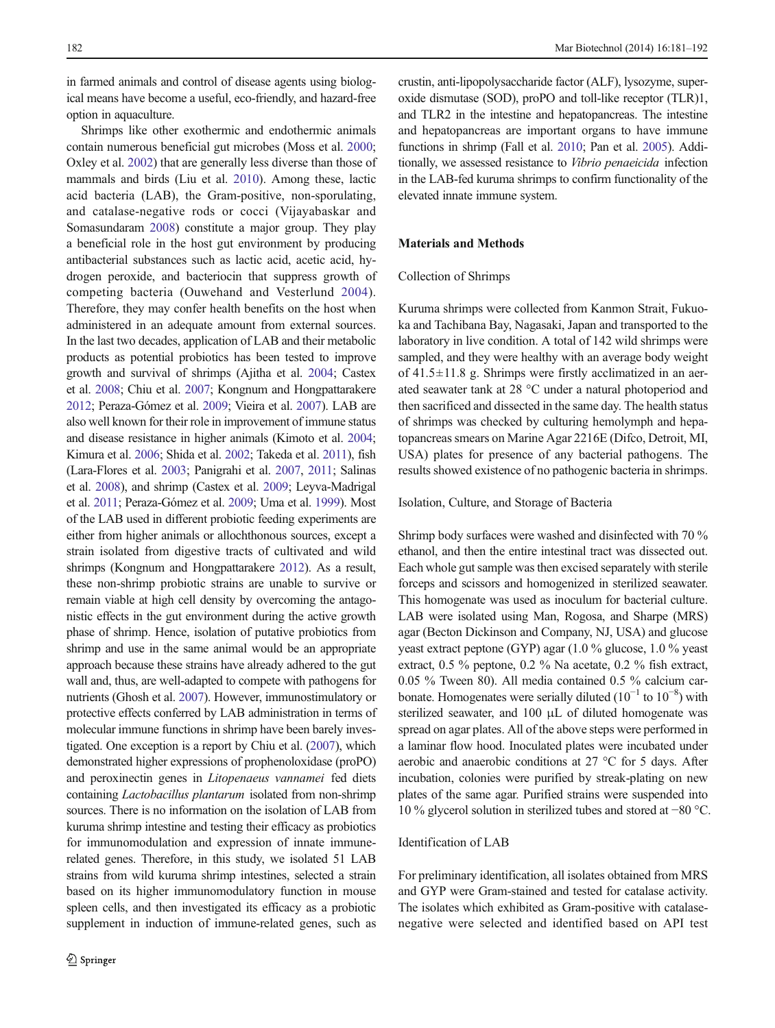in farmed animals and control of disease agents using biological means have become a useful, eco-friendly, and hazard-free option in aquaculture.

Shrimps like other exothermic and endothermic animals contain numerous beneficial gut microbes (Moss et al. 2000; Oxley et al. 2002) that are generally less diverse than those of mammals and birds (Liu et al. 2010). Among these, lactic acid bacteria (LAB), the Gram-positive, non-sporulating, and catalase-negative rods or cocci (Vijayabaskar and Somasundaram 2008) constitute a major group. They play a beneficial role in the host gut environment by producing antibacterial substances such as lactic acid, acetic acid, hydrogen peroxide, and bacteriocin that suppress growth of competing bacteria (Ouwehand and Vesterlund 2004). Therefore, they may confer health benefits on the host when administered in an adequate amount from external sources. In the last two decades, application of LAB and their metabolic products as potential probiotics has been tested to improve growth and survival of shrimps (Ajitha et al. 2004; Castex et al. 2008; Chiu et al. 2007; Kongnum and Hongpattarakere 2012; Peraza-Gómez et al. 2009; Vieira et al. 2007). LAB are also well known for their role in improvement of immune status and disease resistance in higher animals (Kimoto et al. 2004; Kimura et al. 2006; Shida et al. 2002; Takeda et al. 2011), fish (Lara-Flores et al. 2003; Panigrahi et al. 2007, 2011; Salinas et al. 2008), and shrimp (Castex et al. 2009; Leyva-Madrigal et al. 2011; Peraza-Gómez et al. 2009; Uma et al. 1999). Most of the LAB used in different probiotic feeding experiments are either from higher animals or allochthonous sources, except a strain isolated from digestive tracts of cultivated and wild shrimps (Kongnum and Hongpattarakere 2012). As a result, these non-shrimp probiotic strains are unable to survive or remain viable at high cell density by overcoming the antagonistic effects in the gut environment during the active growth phase of shrimp. Hence, isolation of putative probiotics from shrimp and use in the same animal would be an appropriate approach because these strains have already adhered to the gut wall and, thus, are well-adapted to compete with pathogens for nutrients (Ghosh et al. 2007). However, immunostimulatory or protective effects conferred by LAB administration in terms of molecular immune functions in shrimp have been barely investigated. One exception is a report by Chiu et al. (2007), which demonstrated higher expressions of prophenoloxidase (proPO) and peroxinectin genes in *Litopenaeus vannamei* fed diets containing *Lactobacillus plantarum* isolated from non-shrimp sources. There is no information on the isolation of LAB from kuruma shrimp intestine and testing their efficacy as probiotics for immunomodulation and expression of innate immune-related genes. Therefore, in this study, we isolated 51 LAB strains from wild kuruma shrimp intestines, selected a strain based on its higher immunomodulatory function in mouse spleen cells, and then investigated its efficacy as a probiotic supplement in induction of immune-related genes, such as crustin, anti-lipopolysaccharide factor (ALF), lysozyme, superoxide dismutase (SOD), proPO and toll-like receptor (TLR)1, and TLR2 in the intestine and hepatopancreas. The intestine and hepatopancreas are important organs to have immune functions in shrimp (Fall et al. 2010; Pan et al. 2005). Additionally, we assessed resistance to *Vibrio penaeicida* infection in the LAB-fed kuruma shrimps to confirm functionality of the elevated innate immune system.

## Materials and Methods

### Collection of Shrimps

Kuruma shrimps were collected from Kanmon Strait, Fukuoka and Tachibana Bay, Nagasaki, Japan and transported to the laboratory in live condition. A total of 142 wild shrimps were sampled, and they were healthy with an average body weight of 41.5±11.8 g. Shrimps were firstly acclimatized in an aerated seawater tank at 28 °C under a natural photoperiod and then sacrificed and dissected in the same day. The health status of shrimps was checked by culturing hemolymph and hepatopancreas smears on Marine Agar 2216E (Difco, Detroit, MI, USA) plates for presence of any bacterial pathogens. The results showed existence of no pathogenic bacteria in shrimps.

### Isolation, Culture, and Storage of Bacteria

Shrimp body surfaces were washed and disinfected with 70 % ethanol, and then the entire intestinal tract was dissected out. Each whole gut sample was then excised separately with sterile forceps and scissors and homogenized in sterilized seawater. This homogenate was used as inoculum for bacterial culture. LAB were isolated using Man, Rogosa, and Sharpe (MRS) agar (Becton Dickinson and Company, NJ, USA) and glucose yeast extract peptone (GYP) agar (1.0 % glucose, 1.0 % yeast extract, 0.5 % peptone, 0.2 % Na acetate, 0.2 % fish extract, 0.05 % Tween 80). All media contained 0.5 % calcium carbonate. Homogenates were serially diluted ($10^{-1}$ to $10^{-8}$) with sterilized seawater, and 100 μL of diluted homogenate was spread on agar plates. All of the above steps were performed in a laminar flow hood. Inoculated plates were incubated under aerobic and anaerobic conditions at 27 °C for 5 days. After incubation, colonies were purified by streak-plating on new plates of the same agar. Purified strains were suspended into 10 % glycerol solution in sterilized tubes and stored at −80 °C.

### Identification of LAB

For preliminary identification, all isolates obtained from MRS and GYP were Gram-stained and tested for catalase activity. The isolates which exhibited as Gram-positive with catalase-negative were selected and identified based on API test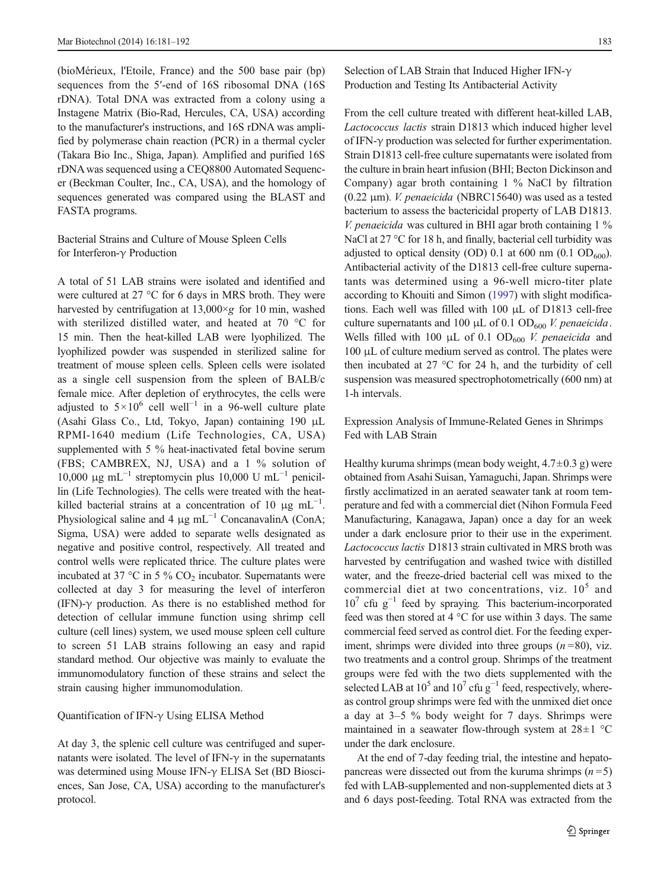(bioMérieux, l'Etoile, France) and the 500 base pair (bp) sequences from the 5′-end of 16S ribosomal DNA (16S rDNA). Total DNA was extracted from a colony using a Instagene Matrix (Bio-Rad, Hercules, CA, USA) according to the manufacturer's instructions, and 16S rDNA was amplified by polymerase chain reaction (PCR) in a thermal cycler (Takara Bio Inc., Shiga, Japan). Amplified and purified 16S rDNA was sequenced using a CEQ8800 Automated Sequencer (Beckman Coulter, Inc., CA, USA), and the homology of sequences generated was compared using the BLAST and FASTA programs.

### Bacterial Strains and Culture of Mouse Spleen Cells for Interferon-γ Production

A total of 51 LAB strains were isolated and identified and were cultured at 27 °C for 6 days in MRS broth. They were harvested by centrifugation at 13,000×*g* for 10 min, washed with sterilized distilled water, and heated at 70 °C for 15 min. Then the heat-killed LAB were lyophilized. The lyophilized powder was suspended in sterilized saline for treatment of mouse spleen cells. Spleen cells were isolated as a single cell suspension from the spleen of BALB/c female mice. After depletion of erythrocytes, the cells were adjusted to $5\times10^6$ cell well$^{-1}$ in a 96-well culture plate (Asahi Glass Co., Ltd, Tokyo, Japan) containing 190 μL RPMI-1640 medium (Life Technologies, CA, USA) supplemented with 5 % heat-inactivated fetal bovine serum (FBS; CAMBREX, NJ, USA) and a 1 % solution of 10,000 μg mL$^{-1}$ streptomycin plus 10,000 U mL$^{-1}$ penicillin (Life Technologies). The cells were treated with the heat-killed bacterial strains at a concentration of 10 μg mL$^{-1}$. Physiological saline and 4 μg mL$^{-1}$ ConcanavalinA (ConA; Sigma, USA) were added to separate wells designated as negative and positive control, respectively. All treated and control wells were replicated thrice. The culture plates were incubated at 37 °C in 5 % $CO_2$ incubator. Supernatants were collected at day 3 for measuring the level of interferon (IFN)-γ production. As there is no established method for detection of cellular immune function using shrimp cell culture (cell lines) system, we used mouse spleen cell culture to screen 51 LAB strains following an easy and rapid standard method. Our objective was mainly to evaluate the immunomodulatory function of these strains and select the strain causing higher immunomodulation.

### Quantification of IFN-γ Using ELISA Method

At day 3, the splenic cell culture was centrifuged and supernatants were isolated. The level of IFN-γ in the supernatants was determined using Mouse IFN-γ ELISA Set (BD Biosciences, San Jose, CA, USA) according to the manufacturer's protocol.

### Selection of LAB Strain that Induced Higher IFN-γ Production and Testing Its Antibacterial Activity

From the cell culture treated with different heat-killed LAB, *Lactococcus lactis* strain D1813 which induced higher level of IFN-γ production was selected for further experimentation. Strain D1813 cell-free culture supernatants were isolated from the culture in brain heart infusion (BHI; Becton Dickinson and Company) agar broth containing 1 % NaCl by filtration (0.22 μm). *V. penaeicida* (NBRC15640) was used as a tested bacterium to assess the bactericidal property of LAB D1813. *V. penaeicida* was cultured in BHI agar broth containing 1 % NaCl at 27 °C for 18 h, and finally, bacterial cell turbidity was adjusted to optical density (OD) 0.1 at 600 nm (0.1 $OD_{600}$). Antibacterial activity of the D1813 cell-free culture supernatants was determined using a 96-well micro-titer plate according to Khouiti and Simon (1997) with slight modifications. Each well was filled with 100 μL of D1813 cell-free culture supernatants and 100 μL of 0.1 $OD_{600}$ *V. penaeicida*. Wells filled with 100 μL of 0.1 $OD_{600}$ *V. penaeicida* and 100 μL of culture medium served as control. The plates were then incubated at 27 °C for 24 h, and the turbidity of cell suspension was measured spectrophotometrically (600 nm) at 1-h intervals.

### Expression Analysis of Immune-Related Genes in Shrimps Fed with LAB Strain

Healthy kuruma shrimps (mean body weight, 4.7±0.3 g) were obtained from Asahi Suisan, Yamaguchi, Japan. Shrimps were firstly acclimatized in an aerated seawater tank at room temperature and fed with a commercial diet (Nihon Formula Feed Manufacturing, Kanagawa, Japan) once a day for an week under a dark enclosure prior to their use in the experiment. *Lactococcus lactis* D1813 strain cultivated in MRS broth was harvested by centrifugation and washed twice with distilled water, and the freeze-dried bacterial cell was mixed to the commercial diet at two concentrations, viz. $10^5$ and $10^7$ cfu g$^{-1}$ feed by spraying. This bacterium-incorporated feed was then stored at 4 °C for use within 3 days. The same commercial feed served as control diet. For the feeding experiment, shrimps were divided into three groups ($n$ =80), viz. two treatments and a control group. Shrimps of the treatment groups were fed with the two diets supplemented with the selected LAB at $10^5$ and $10^7$ cfu g$^{-1}$ feed, respectively, whereas control group shrimps were fed with the unmixed diet once a day at 3–5 % body weight for 7 days. Shrimps were maintained in a seawater flow-through system at 28±1 °C under the dark enclosure.

At the end of 7-day feeding trial, the intestine and hepatopancreas were dissected out from the kuruma shrimps ($n$ =5) fed with LAB-supplemented and non-supplemented diets at 3 and 6 days post-feeding. Total RNA was extracted from the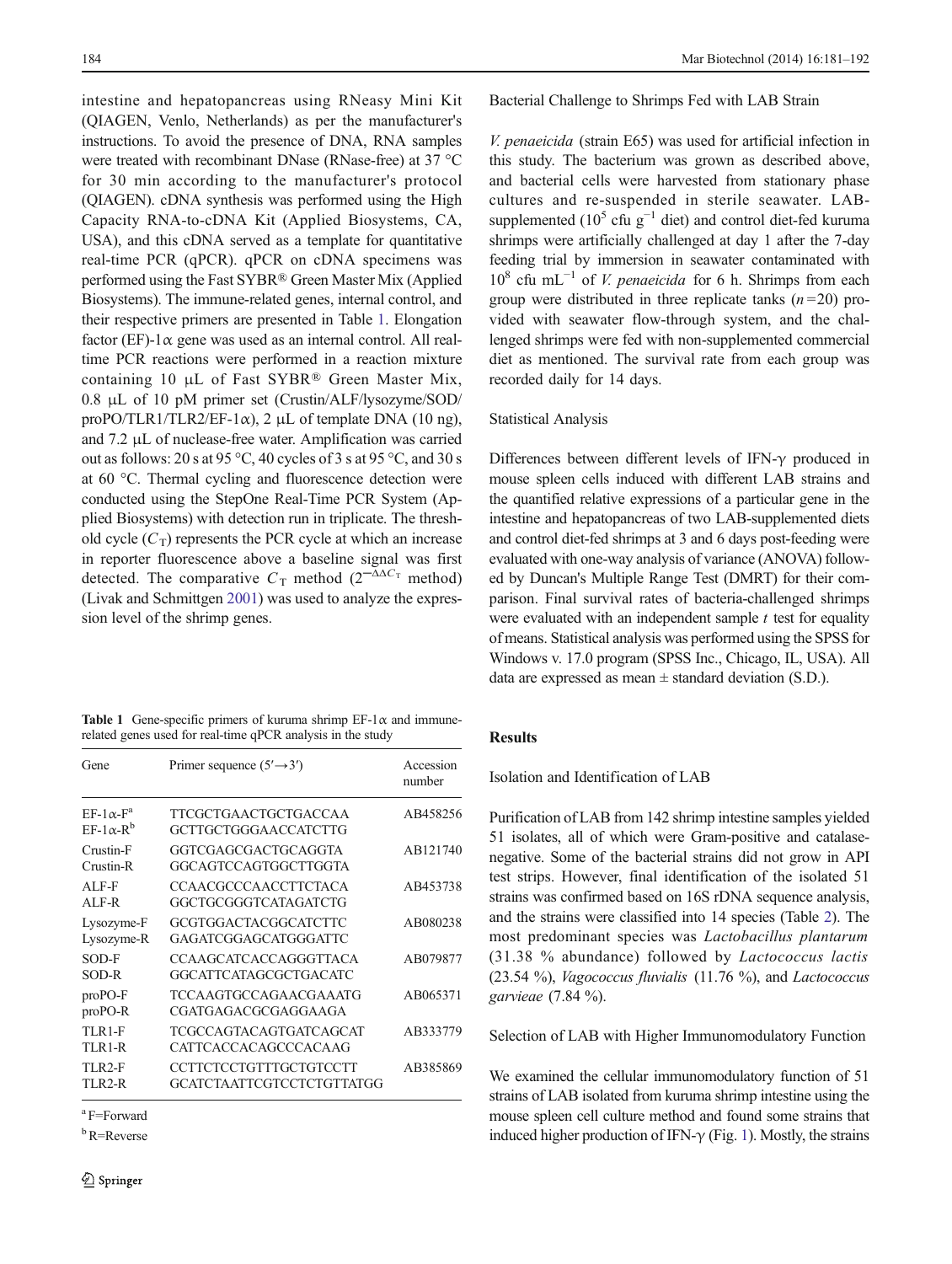intestine and hepatopancreas using RNeasy Mini Kit (QIAGEN, Venlo, Netherlands) as per the manufacturer's instructions. To avoid the presence of DNA, RNA samples were treated with recombinant DNase (RNase-free) at 37 °C for 30 min according to the manufacturer's protocol (QIAGEN). cDNA synthesis was performed using the High Capacity RNA-to-cDNA Kit (Applied Biosystems, CA, USA), and this cDNA served as a template for quantitative real-time PCR (qPCR). qPCR on cDNA specimens was performed using the Fast SYBR® Green Master Mix (Applied Biosystems). The immune-related genes, internal control, and their respective primers are presented in Table 1. Elongation factor (EF)-1α gene was used as an internal control. All real-time PCR reactions were performed in a reaction mixture containing 10 μL of Fast SYBR® Green Master Mix, 0.8 μL of 10 pM primer set (Crustin/ALF/lysozyme/SOD/proPO/TLR1/TLR2/EF-1α), 2 μL of template DNA (10 ng), and 7.2 μL of nuclease-free water. Amplification was carried out as follows: 20 s at 95 °C, 40 cycles of 3 s at 95 °C, and 30 s at 60 °C. Thermal cycling and fluorescence detection were conducted using the StepOne Real-Time PCR System (Applied Biosystems) with detection run in triplicate. The threshold cycle ($C_T$) represents the PCR cycle at which an increase in reporter fluorescence above a baseline signal was first detected. The comparative $C_T$ method ($2^{-\Delta\Delta C_T}$ method) (Livak and Schmittgen 2001) was used to analyze the expression level of the shrimp genes.

**Table 1** Gene-specific primers of kuruma shrimp EF-1α and immune-related genes used for real-time qPCR analysis in the study

| Gene | Primer sequence (5′→3′) | Accession number |
|---|---|---|
| EF-1α-F[a] | TTCGCTGAACTGCTGACCAA | AB458256 |
| EF-1α-R[b] | GCTTGCTGGGAACCATCTTG | |
| Crustin-F | GGTCGAGCGACTGCAGGTA | AB121740 |
| Crustin-R | GGCAGTCCAGTGGCTTGGTA | |
| ALF-F | CCAACGCCCAACCTTCTACA | AB453738 |
| ALF-R | GGCTGCGGGTCATAGATCTG | |
| Lysozyme-F | GCGTGGACTACGGCATCTTC | AB080238 |
| Lysozyme-R | GAGATCGGAGCATGGGATTC | |
| SOD-F | CCAAGCATCACCAGGGTTACA | AB079877 |
| SOD-R | GGCATTCATAGCGCTGACATC | |
| proPO-F | TCCAAGTGCCAGAACGAAATG | AB065371 |
| proPO-R | CGATGAGACGCGAGGAAGA | |
| TLR1-F | TCGCCAGTACAGTGATCAGCAT | AB333779 |
| TLR1-R | CATTCACCACAGCCCACAAG | |
| TLR2-F | CCTTCTCCTGTTTGCTGTCCTT | AB385869 |
| TLR2-R | GCATCTAATTCGTCCTCTGTTATGG | |

[a] F=Forward

[b] R=Reverse

### Bacterial Challenge to Shrimps Fed with LAB Strain

*V. penaeicida* (strain E65) was used for artificial infection in this study. The bacterium was grown as described above, and bacterial cells were harvested from stationary phase cultures and re-suspended in sterile seawater. LAB-supplemented ($10^5$ cfu g$^{-1}$ diet) and control diet-fed kuruma shrimps were artificially challenged at day 1 after the 7-day feeding trial by immersion in seawater contaminated with $10^8$ cfu mL$^{-1}$ of *V. penaeicida* for 6 h. Shrimps from each group were distributed in three replicate tanks ($n$=20) provided with seawater flow-through system, and the challenged shrimps were fed with non-supplemented commercial diet as mentioned. The survival rate from each group was recorded daily for 14 days.

### Statistical Analysis

Differences between different levels of IFN-γ produced in mouse spleen cells induced with different LAB strains and the quantified relative expressions of a particular gene in the intestine and hepatopancreas of two LAB-supplemented diets and control diet-fed shrimps at 3 and 6 days post-feeding were evaluated with one-way analysis of variance (ANOVA) followed by Duncan's Multiple Range Test (DMRT) for their comparison. Final survival rates of bacteria-challenged shrimps were evaluated with an independent sample $t$ test for equality of means. Statistical analysis was performed using the SPSS for Windows v. 17.0 program (SPSS Inc., Chicago, IL, USA). All data are expressed as mean ± standard deviation (S.D.).

## Results

### Isolation and Identification of LAB

Purification of LAB from 142 shrimp intestine samples yielded 51 isolates, all of which were Gram-positive and catalase-negative. Some of the bacterial strains did not grow in API test strips. However, final identification of the isolated 51 strains was confirmed based on 16S rDNA sequence analysis, and the strains were classified into 14 species (Table 2). The most predominant species was *Lactobacillus plantarum* (31.38 % abundance) followed by *Lactococcus lactis* (23.54 %), *Vagococcus fluvialis* (11.76 %), and *Lactococcus garvieae* (7.84 %).

### Selection of LAB with Higher Immunomodulatory Function

We examined the cellular immunomodulatory function of 51 strains of LAB isolated from kuruma shrimp intestine using the mouse spleen cell culture method and found some strains that induced higher production of IFN-γ (Fig. 1). Mostly, the strains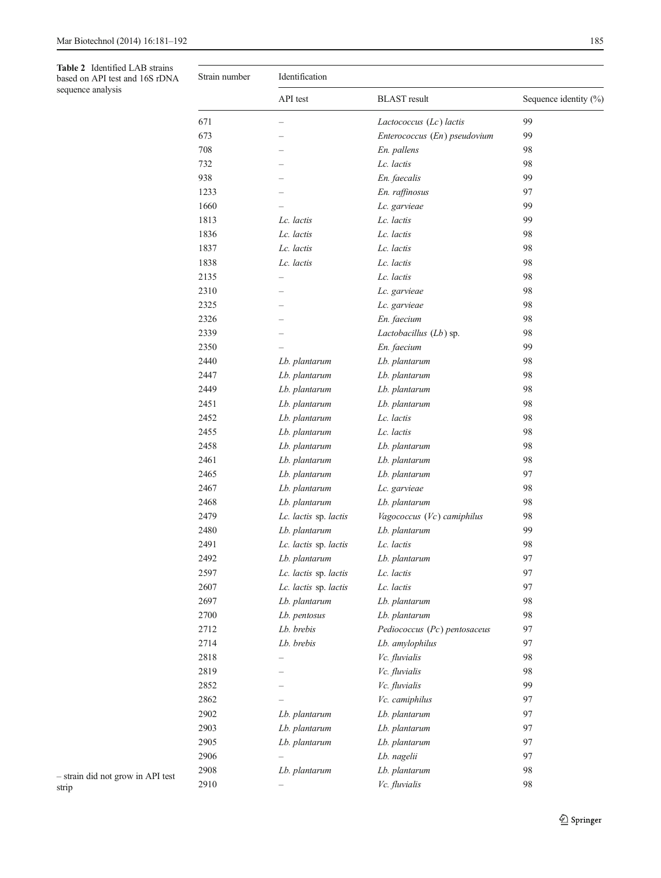**Table 2** Identified LAB strains based on API test and 16S rDNA sequence analysis

| Strain number | Identification | | |
|---|---|---|---|
| | API test | BLAST result | Sequence identity (%) |
| 671 | – | *Lactococcus* (*Lc*) *lactis* | 99 |
| 673 | – | *Enterococcus* (*En*) *pseudovium* | 99 |
| 708 | – | *En. pallens* | 98 |
| 732 | – | *Lc. lactis* | 98 |
| 938 | – | *En. faecalis* | 99 |
| 1233 | – | *En. raffinosus* | 97 |
| 1660 | – | *Lc. garvieae* | 99 |
| 1813 | *Lc. lactis* | *Lc. lactis* | 99 |
| 1836 | *Lc. lactis* | *Lc. lactis* | 98 |
| 1837 | *Lc. lactis* | *Lc. lactis* | 98 |
| 1838 | *Lc. lactis* | *Lc. lactis* | 98 |
| 2135 | – | *Lc. lactis* | 98 |
| 2310 | – | *Lc. garvieae* | 98 |
| 2325 | – | *Lc. garvieae* | 98 |
| 2326 | – | *En. faecium* | 98 |
| 2339 | – | *Lactobacillus* (*Lb*) sp. | 98 |
| 2350 | – | *En. faecium* | 99 |
| 2440 | *Lb. plantarum* | *Lb. plantarum* | 98 |
| 2447 | *Lb. plantarum* | *Lb. plantarum* | 98 |
| 2449 | *Lb. plantarum* | *Lb. plantarum* | 98 |
| 2451 | *Lb. plantarum* | *Lb. plantarum* | 98 |
| 2452 | *Lb. plantarum* | *Lc. lactis* | 98 |
| 2455 | *Lb. plantarum* | *Lc. lactis* | 98 |
| 2458 | *Lb. plantarum* | *Lb. plantarum* | 98 |
| 2461 | *Lb. plantarum* | *Lb. plantarum* | 98 |
| 2465 | *Lb. plantarum* | *Lb. plantarum* | 97 |
| 2467 | *Lb. plantarum* | *Lc. garvieae* | 98 |
| 2468 | *Lb. plantarum* | *Lb. plantarum* | 98 |
| 2479 | *Lc. lactis* sp. *lactis* | *Vagococcus* (*Vc*) *camiphilus* | 98 |
| 2480 | *Lb. plantarum* | *Lb. plantarum* | 99 |
| 2491 | *Lc. lactis* sp. *lactis* | *Lc. lactis* | 98 |
| 2492 | *Lb. plantarum* | *Lb. plantarum* | 97 |
| 2597 | *Lc. lactis* sp. *lactis* | *Lc. lactis* | 97 |
| 2607 | *Lc. lactis* sp. *lactis* | *Lc. lactis* | 97 |
| 2697 | *Lb. plantarum* | *Lb. plantarum* | 98 |
| 2700 | *Lb. pentosus* | *Lb. plantarum* | 98 |
| 2712 | *Lb. brebis* | *Pediococcus* (*Pc*) *pentosaceus* | 97 |
| 2714 | *Lb. brebis* | *Lb. amylophilus* | 97 |
| 2818 | – | *Vc. fluvialis* | 98 |
| 2819 | – | *Vc. fluvialis* | 98 |
| 2852 | – | *Vc. fluvialis* | 99 |
| 2862 | – | *Vc. camiphilus* | 97 |
| 2902 | *Lb. plantarum* | *Lb. plantarum* | 97 |
| 2903 | *Lb. plantarum* | *Lb. plantarum* | 97 |
| 2905 | *Lb. plantarum* | *Lb. plantarum* | 97 |
| 2906 | – | *Lb. nagelii* | 97 |
| 2908 | *Lb. plantarum* | *Lb. plantarum* | 98 |
| 2910 | – | *Vc. fluvialis* | 98 |

– strain did not grow in API test strip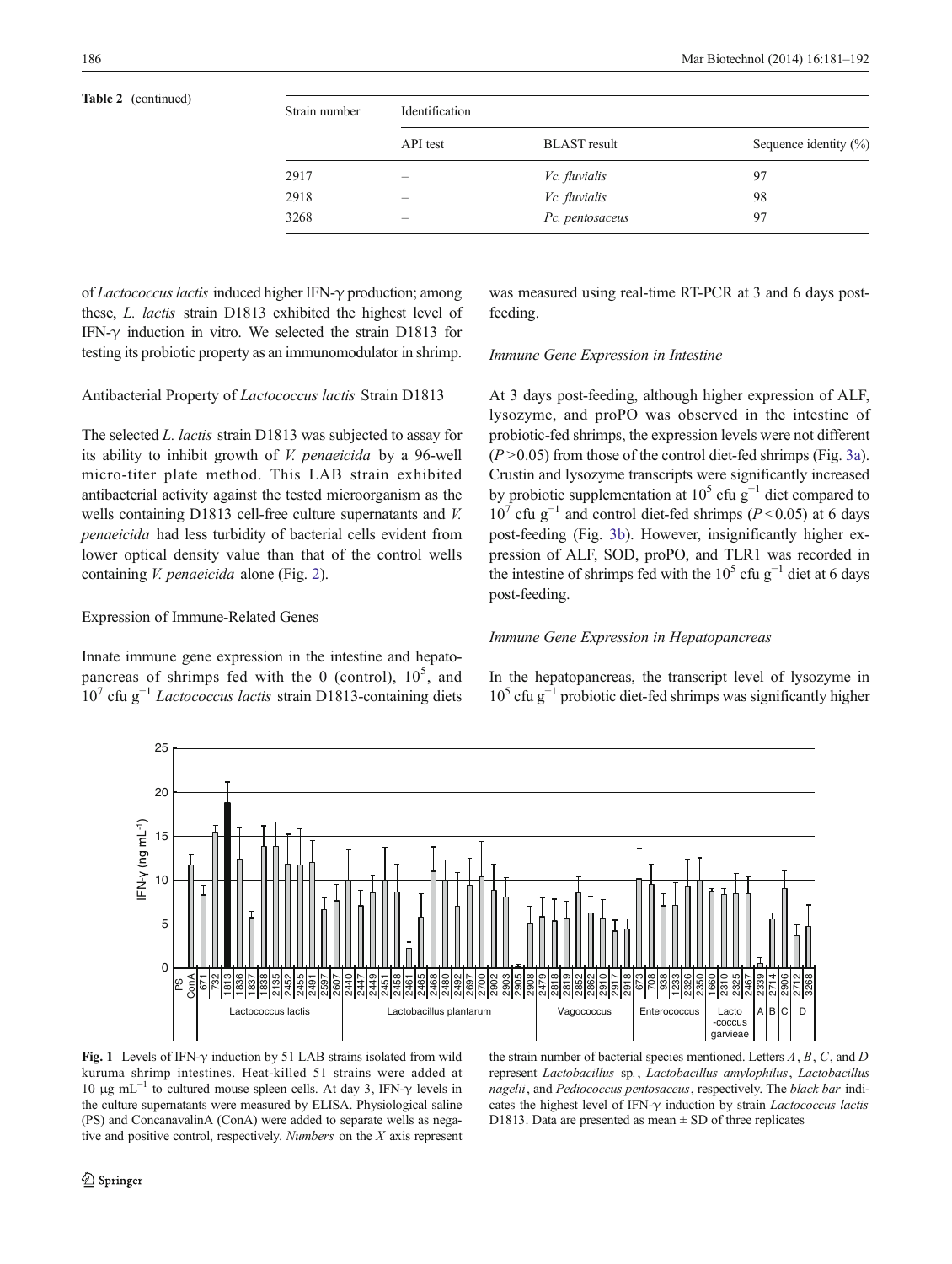**Table 2** (continued)

| Strain number | Identification | | |
|---|---|---|---|
| | API test | BLAST result | Sequence identity (%) |
| 2917 | – | *Vc. fluvialis* | 97 |
| 2918 | – | *Vc. fluvialis* | 98 |
| 3268 | – | *Pc. pentosaceus* | 97 |

of *Lactococcus lactis* induced higher IFN-γ production; among these, *L. lactis* strain D1813 exhibited the highest level of IFN-γ induction in vitro. We selected the strain D1813 for testing its probiotic property as an immunomodulator in shrimp.

## Antibacterial Property of *Lactococcus lactis* Strain D1813

The selected *L. lactis* strain D1813 was subjected to assay for its ability to inhibit growth of *V. penaeicida* by a 96-well micro-titer plate method. This LAB strain exhibited antibacterial activity against the tested microorganism as the wells containing D1813 cell-free culture supernatants and *V. penaeicida* had less turbidity of bacterial cells evident from lower optical density value than that of the control wells containing *V. penaeicida* alone (Fig. 2).

## Expression of Immune-Related Genes

Innate immune gene expression in the intestine and hepatopancreas of shrimps fed with the 0 (control), $10^5$, and $10^7$ cfu $g^{-1}$ *Lactococcus lactis* strain D1813-containing diets was measured using real-time RT-PCR at 3 and 6 days post-feeding.

### *Immune Gene Expression in Intestine*

At 3 days post-feeding, although higher expression of ALF, lysozyme, and proPO was observed in the intestine of probiotic-fed shrimps, the expression levels were not different ($P > 0.05$) from those of the control diet-fed shrimps (Fig. 3a). Crustin and lysozyme transcripts were significantly increased by probiotic supplementation at $10^5$ cfu $g^{-1}$ diet compared to $10^7$ cfu $g^{-1}$ and control diet-fed shrimps ($P < 0.05$) at 6 days post-feeding (Fig. 3b). However, insignificantly higher expression of ALF, SOD, proPO, and TLR1 was recorded in the intestine of shrimps fed with the $10^5$ cfu $g^{-1}$ diet at 6 days post-feeding.

### *Immune Gene Expression in Hepatopancreas*

In the hepatopancreas, the transcript level of lysozyme in $10^5$ cfu $g^{-1}$ probiotic diet-fed shrimps was significantly higher

**Fig. 1** Levels of IFN-γ induction by 51 LAB strains isolated from wild kuruma shrimp intestines. Heat-killed 51 strains were added at 10 μg $mL^{-1}$ to cultured mouse spleen cells. At day 3, IFN-γ levels in the culture supernatants were measured by ELISA. Physiological saline (PS) and ConcanavalinA (ConA) were added to separate wells as negative and positive control, respectively. *Numbers* on the *X* axis represent the strain number of bacterial species mentioned. Letters *A*, *B*, *C*, and *D* represent *Lactobacillus* sp*.*, *Lactobacillus amylophilus*, *Lactobacillus nagelii*, and *Pediococcus pentosaceus*, respectively. The *black bar* indicates the highest level of IFN-γ induction by strain *Lactococcus lactis* D1813. Data are presented as mean ± SD of three replicates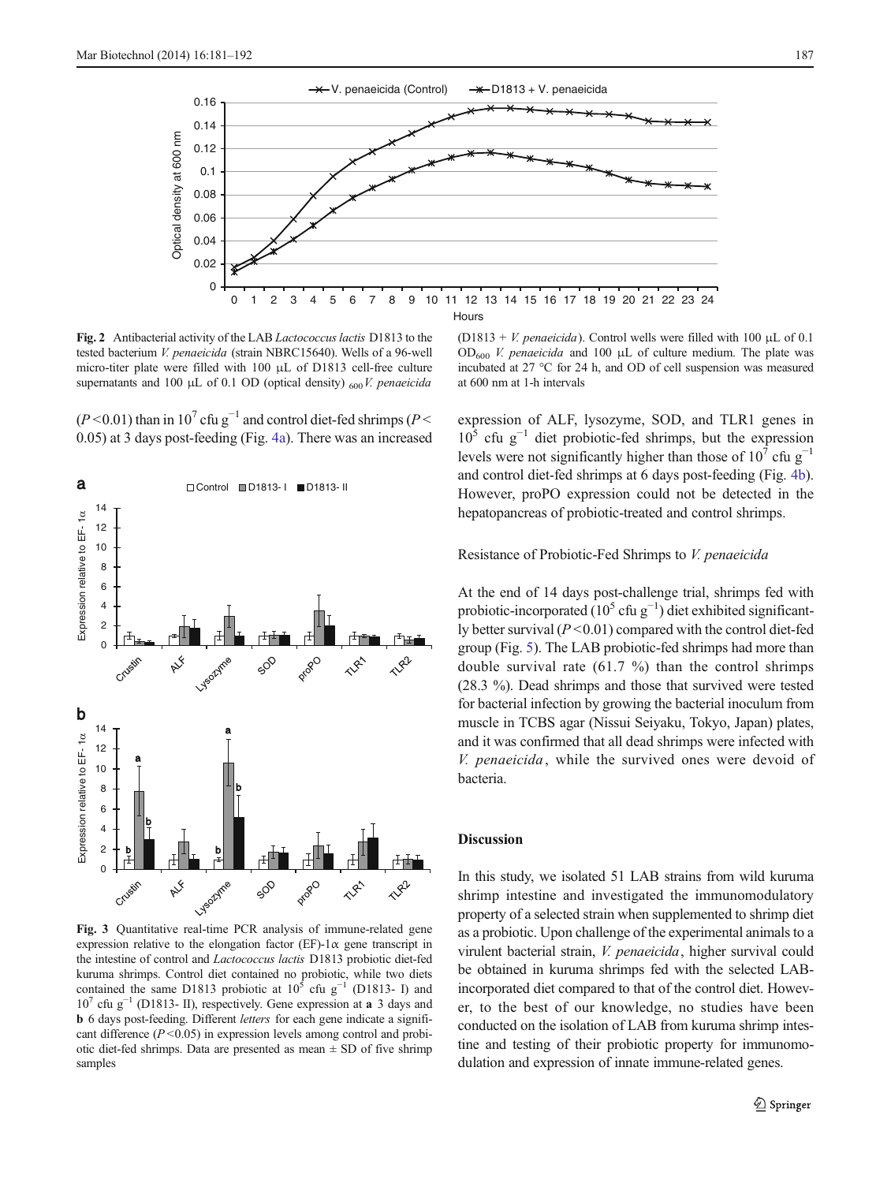**Fig. 2** Antibacterial activity of the LAB *Lactococcus lactis* D1813 to the tested bacterium *V. penaeicida* (strain NBRC15640). Wells of a 96-well micro-titer plate were filled with 100 μL of D1813 cell-free culture supernatants and 100 μL of 0.1 OD (optical density) $_{600}$ *V. penaeicida* (D1813 + *V. penaeicida*). Control wells were filled with 100 μL of 0.1 $OD_{600}$ *V. penaeicida* and 100 μL of culture medium. The plate was incubated at 27 °C for 24 h, and OD of cell suspension was measured at 600 nm at 1-h intervals

($P<0.01$) than in $10^7$ cfu g$^{-1}$ and control diet-fed shrimps ($P<0.05$) at 3 days post-feeding (Fig. 4a). There was an increased expression of ALF, lysozyme, SOD, and TLR1 genes in $10^5$ cfu g$^{-1}$ diet probiotic-fed shrimps, but the expression levels were not significantly higher than those of $10^7$ cfu g$^{-1}$ and control diet-fed shrimps at 6 days post-feeding (Fig. 4b). However, proPO expression could not be detected in the hepatopancreas of probiotic-treated and control shrimps.

**Fig. 3** Quantitative real-time PCR analysis of immune-related gene expression relative to the elongation factor (EF)-1α gene transcript in the intestine of control and *Lactococcus lactis* D1813 probiotic diet-fed kuruma shrimps. Control diet contained no probiotic, while two diets contained the same D1813 probiotic at $10^5$ cfu g$^{-1}$ (D1813- I) and $10^7$ cfu g$^{-1}$ (D1813- II), respectively. Gene expression at **a** 3 days and **b** 6 days post-feeding. Different *letters* for each gene indicate a significant difference ($P<0.05$) in expression levels among control and probiotic diet-fed shrimps. Data are presented as mean ± SD of five shrimp samples

## Resistance of Probiotic-Fed Shrimps to *V. penaeicida*

At the end of 14 days post-challenge trial, shrimps fed with probiotic-incorporated ($10^5$ cfu g$^{-1}$) diet exhibited significantly better survival ($P<0.01$) compared with the control diet-fed group (Fig. 5). The LAB probiotic-fed shrimps had more than double survival rate (61.7 %) than the control shrimps (28.3 %). Dead shrimps and those that survived were tested for bacterial infection by growing the bacterial inoculum from muscle in TCBS agar (Nissui Seiyaku, Tokyo, Japan) plates, and it was confirmed that all dead shrimps were infected with *V. penaeicida*, while the survived ones were devoid of bacteria.

# Discussion

In this study, we isolated 51 LAB strains from wild kuruma shrimp intestine and investigated the immunomodulatory property of a selected strain when supplemented to shrimp diet as a probiotic. Upon challenge of the experimental animals to a virulent bacterial strain, *V. penaeicida*, higher survival could be obtained in kuruma shrimps fed with the selected LAB-incorporated diet compared to that of the control diet. However, to the best of our knowledge, no studies have been conducted on the isolation of LAB from kuruma shrimp intestine and testing of their probiotic property for immunomodulation and expression of innate immune-related genes.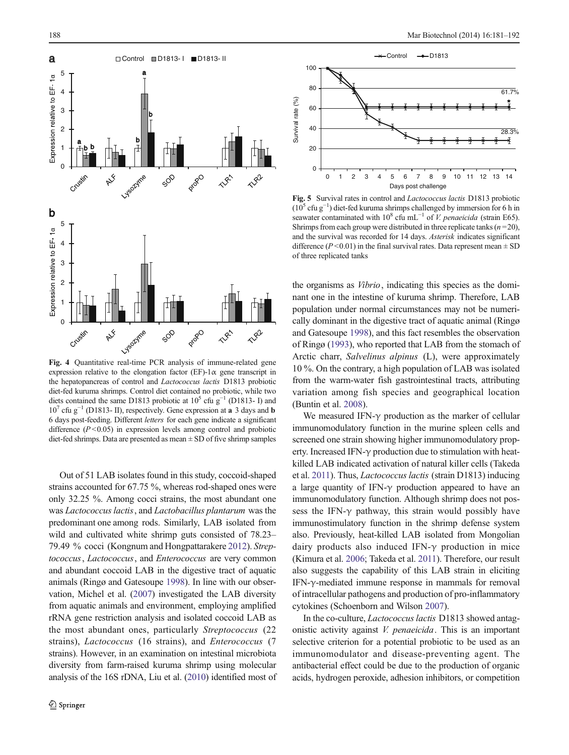Fig. 4 Quantitative real-time PCR analysis of immune-related gene expression relative to the elongation factor (EF)-1α gene transcript in the hepatopancreas of control and *Lactococcus lactis* D1813 probiotic diet-fed kuruma shrimps. Control diet contained no probiotic, while two diets contained the same D1813 probiotic at $10^5$ cfu $g^{-1}$ (D1813- I) and $10^7$ cfu $g^{-1}$ (D1813- II), respectively. Gene expression at **a** 3 days and **b** 6 days post-feeding. Different *letters* for each gene indicate a significant difference ($P<0.05$) in expression levels among control and probiotic diet-fed shrimps. Data are presented as mean ± SD of five shrimp samples

Fig. 5 Survival rates in control and *Lactococcus lactis* D1813 probiotic ($10^5$ cfu $g^{-1}$) diet-fed kuruma shrimps challenged by immersion for 6 h in seawater contaminated with $10^8$ cfu $mL^{-1}$ of *V. penaeicida* (strain E65). Shrimps from each group were distributed in three replicate tanks ($n=20$), and the survival was recorded for 14 days. *Asterisk* indicates significant difference ($P<0.01$) in the final survival rates. Data represent mean ± SD of three replicated tanks

Out of 51 LAB isolates found in this study, coccoid-shaped strains accounted for 67.75 %, whereas rod-shaped ones were only 32.25 %. Among cocci strains, the most abundant one was *Lactococcus lactis*, and *Lactobacillus plantarum* was the predominant one among rods. Similarly, LAB isolated from wild and cultivated white shrimp guts consisted of 78.23–79.49 % cocci (Kongnum and Hongpattarakere 2012). *Streptococcus*, *Lactococcus*, and *Enterococcus* are very common and abundant coccoid LAB in the digestive tract of aquatic animals (Ringø and Gatesoupe 1998). In line with our observation, Michel et al. (2007) investigated the LAB diversity from aquatic animals and environment, employing amplified rRNA gene restriction analysis and isolated coccoid LAB as the most abundant ones, particularly *Streptococcus* (22 strains), *Lactococcus* (16 strains), and *Enterococcus* (7 strains). However, in an examination on intestinal microbiota diversity from farm-raised kuruma shrimp using molecular analysis of the 16S rDNA, Liu et al. (2010) identified most of the organisms as *Vibrio*, indicating this species as the dominant one in the intestine of kuruma shrimp. Therefore, LAB population under normal circumstances may not be numerically dominant in the digestive tract of aquatic animal (Ringø and Gatesoupe 1998), and this fact resembles the observation of Ringø (1993), who reported that LAB from the stomach of Arctic charr, *Salvelinus alpinus* (L), were approximately 10 %. On the contrary, a high population of LAB was isolated from the warm-water fish gastrointestinal tracts, attributing variation among fish species and geographical location (Buntin et al. 2008).

We measured IFN-γ production as the marker of cellular immunomodulatory function in the murine spleen cells and screened one strain showing higher immunomodulatory property. Increased IFN-γ production due to stimulation with heat-killed LAB indicated activation of natural killer cells (Takeda et al. 2011). Thus, *Lactococcus lactis* (strain D1813) inducing a large quantity of IFN-γ production appeared to have an immunomodulatory function. Although shrimp does not possess the IFN-γ pathway, this strain would possibly have immunostimulatory function in the shrimp defense system also. Previously, heat-killed LAB isolated from Mongolian dairy products also induced IFN-γ production in mice (Kimura et al. 2006; Takeda et al. 2011). Therefore, our result also suggests the capability of this LAB strain in eliciting IFN-γ-mediated immune response in mammals for removal of intracellular pathogens and production of pro-inflammatory cytokines (Schoenborn and Wilson 2007).

In the co-culture, *Lactococcus lactis* D1813 showed antagonistic activity against *V. penaeicida*. This is an important selective criterion for a potential probiotic to be used as an immunomodulator and disease-preventing agent. The antibacterial effect could be due to the production of organic acids, hydrogen peroxide, adhesion inhibitors, or competition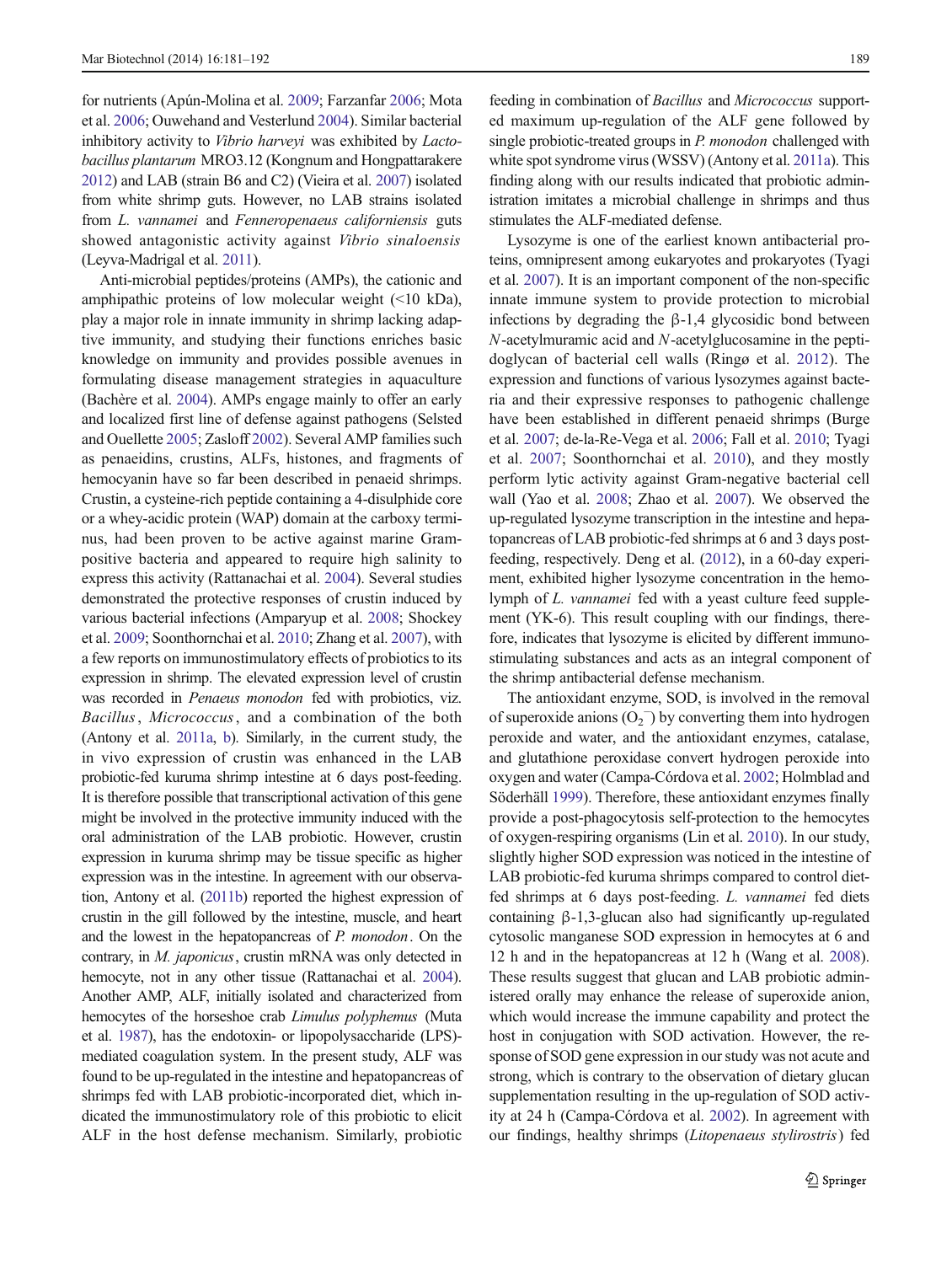for nutrients (Apún-Molina et al. 2009; Farzanfar 2006; Mota et al. 2006; Ouwehand and Vesterlund 2004). Similar bacterial inhibitory activity to *Vibrio harveyi* was exhibited by *Lactobacillus plantarum* MRO3.12 (Kongnum and Hongpattarakere 2012) and LAB (strain B6 and C2) (Vieira et al. 2007) isolated from white shrimp guts. However, no LAB strains isolated from *L. vannamei* and *Fenneropenaeus californiensis* guts showed antagonistic activity against *Vibrio sinaloensis* (Leyva-Madrigal et al. 2011).

Anti-microbial peptides/proteins (AMPs), the cationic and amphipathic proteins of low molecular weight (<10 kDa), play a major role in innate immunity in shrimp lacking adaptive immunity, and studying their functions enriches basic knowledge on immunity and provides possible avenues in formulating disease management strategies in aquaculture (Bachère et al. 2004). AMPs engage mainly to offer an early and localized first line of defense against pathogens (Selsted and Ouellette 2005; Zasloff 2002). Several AMP families such as penaeidins, crustins, ALFs, histones, and fragments of hemocyanin have so far been described in penaeid shrimps. Crustin, a cysteine-rich peptide containing a 4-disulphide core or a whey-acidic protein (WAP) domain at the carboxy terminus, had been proven to be active against marine Gram-positive bacteria and appeared to require high salinity to express this activity (Rattanachai et al. 2004). Several studies demonstrated the protective responses of crustin induced by various bacterial infections (Amparyup et al. 2008; Shockey et al. 2009; Soonthornchai et al. 2010; Zhang et al. 2007), with a few reports on immunostimulatory effects of probiotics to its expression in shrimp. The elevated expression level of crustin was recorded in *Penaeus monodon* fed with probiotics, viz. *Bacillus*, *Micrococcus*, and a combination of the both (Antony et al. 2011a, b). Similarly, in the current study, the in vivo expression of crustin was enhanced in the LAB probiotic-fed kuruma shrimp intestine at 6 days post-feeding. It is therefore possible that transcriptional activation of this gene might be involved in the protective immunity induced with the oral administration of the LAB probiotic. However, crustin expression in kuruma shrimp may be tissue specific as higher expression was in the intestine. In agreement with our observation, Antony et al. (2011b) reported the highest expression of crustin in the gill followed by the intestine, muscle, and heart and the lowest in the hepatopancreas of *P. monodon*. On the contrary, in *M. japonicus*, crustin mRNA was only detected in hemocyte, not in any other tissue (Rattanachai et al. 2004). Another AMP, ALF, initially isolated and characterized from hemocytes of the horseshoe crab *Limulus polyphemus* (Muta et al. 1987), has the endotoxin- or lipopolysaccharide (LPS)-mediated coagulation system. In the present study, ALF was found to be up-regulated in the intestine and hepatopancreas of shrimps fed with LAB probiotic-incorporated diet, which indicated the immunostimulatory role of this probiotic to elicit ALF in the host defense mechanism. Similarly, probiotic feeding in combination of *Bacillus* and *Micrococcus* supported maximum up-regulation of the ALF gene followed by single probiotic-treated groups in *P. monodon* challenged with white spot syndrome virus (WSSV) (Antony et al. 2011a). This finding along with our results indicated that probiotic administration imitates a microbial challenge in shrimps and thus stimulates the ALF-mediated defense.

Lysozyme is one of the earliest known antibacterial proteins, omnipresent among eukaryotes and prokaryotes (Tyagi et al. 2007). It is an important component of the non-specific innate immune system to provide protection to microbial infections by degrading the β-1,4 glycosidic bond between *N*-acetylmuramic acid and *N*-acetylglucosamine in the peptidoglycan of bacterial cell walls (Ringø et al. 2012). The expression and functions of various lysozymes against bacteria and their expressive responses to pathogenic challenge have been established in different penaeid shrimps (Burge et al. 2007; de-la-Re-Vega et al. 2006; Fall et al. 2010; Tyagi et al. 2007; Soonthornchai et al. 2010), and they mostly perform lytic activity against Gram-negative bacterial cell wall (Yao et al. 2008; Zhao et al. 2007). We observed the up-regulated lysozyme transcription in the intestine and hepatopancreas of LAB probiotic-fed shrimps at 6 and 3 days post-feeding, respectively. Deng et al. (2012), in a 60-day experiment, exhibited higher lysozyme concentration in the hemolymph of *L. vannamei* fed with a yeast culture feed supplement (YK-6). This result coupling with our findings, therefore, indicates that lysozyme is elicited by different immunostimulating substances and acts as an integral component of the shrimp antibacterial defense mechanism.

The antioxidant enzyme, SOD, is involved in the removal of superoxide anions ($O_2^-$) by converting them into hydrogen peroxide and water, and the antioxidant enzymes, catalase, and glutathione peroxidase convert hydrogen peroxide into oxygen and water (Campa-Córdova et al. 2002; Holmblad and Söderhäll 1999). Therefore, these antioxidant enzymes finally provide a post-phagocytosis self-protection to the hemocytes of oxygen-respiring organisms (Lin et al. 2010). In our study, slightly higher SOD expression was noticed in the intestine of LAB probiotic-fed kuruma shrimps compared to control diet-fed shrimps at 6 days post-feeding. *L. vannamei* fed diets containing β-1,3-glucan also had significantly up-regulated cytosolic manganese SOD expression in hemocytes at 6 and 12 h and in the hepatopancreas at 12 h (Wang et al. 2008). These results suggest that glucan and LAB probiotic administered orally may enhance the release of superoxide anion, which would increase the immune capability and protect the host in conjugation with SOD activation. However, the response of SOD gene expression in our study was not acute and strong, which is contrary to the observation of dietary glucan supplementation resulting in the up-regulation of SOD activity at 24 h (Campa-Córdova et al. 2002). In agreement with our findings, healthy shrimps (*Litopenaeus stylirostris*) fed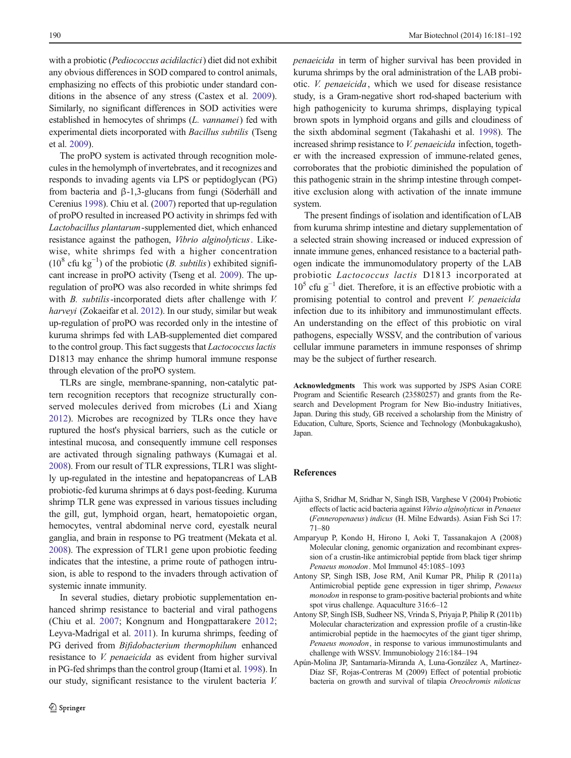with a probiotic (*Pediococcus acidilactici*) diet did not exhibit any obvious differences in SOD compared to control animals, emphasizing no effects of this probiotic under standard conditions in the absence of any stress (Castex et al. 2009). Similarly, no significant differences in SOD activities were established in hemocytes of shrimps (*L. vannamei*) fed with experimental diets incorporated with *Bacillus subtilis* (Tseng et al. 2009).

The proPO system is activated through recognition molecules in the hemolymph of invertebrates, and it recognizes and responds to invading agents via LPS or peptidoglycan (PG) from bacteria and β-1,3-glucans from fungi (Söderhäll and Cerenius 1998). Chiu et al. (2007) reported that up-regulation of proPO resulted in increased PO activity in shrimps fed with *Lactobacillus plantarum*-supplemented diet, which enhanced resistance against the pathogen, *Vibrio alginolyticus*. Likewise, white shrimps fed with a higher concentration ($10^8$ cfu kg$^{-1}$) of the probiotic (*B. subtilis*) exhibited significant increase in proPO activity (Tseng et al. 2009). The up-regulation of proPO was also recorded in white shrimps fed with *B. subtilis*-incorporated diets after challenge with *V. harveyi* (Zokaeifar et al. 2012). In our study, similar but weak up-regulation of proPO was recorded only in the intestine of kuruma shrimps fed with LAB-supplemented diet compared to the control group. This fact suggests that *Lactococcus lactis* D1813 may enhance the shrimp humoral immune response through elevation of the proPO system.

TLRs are single, membrane-spanning, non-catalytic pattern recognition receptors that recognize structurally conserved molecules derived from microbes (Li and Xiang 2012). Microbes are recognized by TLRs once they have ruptured the host's physical barriers, such as the cuticle or intestinal mucosa, and consequently immune cell responses are activated through signaling pathways (Kumagai et al. 2008). From our result of TLR expressions, TLR1 was slightly up-regulated in the intestine and hepatopancreas of LAB probiotic-fed kuruma shrimps at 6 days post-feeding. Kuruma shrimp TLR gene was expressed in various tissues including the gill, gut, lymphoid organ, heart, hematopoietic organ, hemocytes, ventral abdominal nerve cord, eyestalk neural ganglia, and brain in response to PG treatment (Mekata et al. 2008). The expression of TLR1 gene upon probiotic feeding indicates that the intestine, a prime route of pathogen intrusion, is able to respond to the invaders through activation of systemic innate immunity.

In several studies, dietary probiotic supplementation enhanced shrimp resistance to bacterial and viral pathogens (Chiu et al. 2007; Kongnum and Hongpattarakere 2012; Leyva-Madrigal et al. 2011). In kuruma shrimps, feeding of PG derived from *Bifidobacterium thermophilum* enhanced resistance to *V. penaeicida* as evident from higher survival in PG-fed shrimps than the control group (Itami et al. 1998). In our study, significant resistance to the virulent bacteria *V. penaeicida* in term of higher survival has been provided in kuruma shrimps by the oral administration of the LAB probiotic. *V. penaeicida*, which we used for disease resistance study, is a Gram-negative short rod-shaped bacterium with high pathogenicity to kuruma shrimps, displaying typical brown spots in lymphoid organs and gills and cloudiness of the sixth abdominal segment (Takahashi et al. 1998). The increased shrimp resistance to *V. penaeicida* infection, together with the increased expression of immune-related genes, corroborates that the probiotic diminished the population of this pathogenic strain in the shrimp intestine through competitive exclusion along with activation of the innate immune system.

The present findings of isolation and identification of LAB from kuruma shrimp intestine and dietary supplementation of a selected strain showing increased or induced expression of innate immune genes, enhanced resistance to a bacterial pathogen indicate the immunomodulatory property of the LAB probiotic *Lactococcus lactis* D1813 incorporated at $10^5$ cfu g$^{-1}$ diet. Therefore, it is an effective probiotic with a promising potential to control and prevent *V. penaeicida* infection due to its inhibitory and immunostimulant effects. An understanding on the effect of this probiotic on viral pathogens, especially WSSV, and the contribution of various cellular immune parameters in immune responses of shrimp may be the subject of further research.

**Acknowledgments** This work was supported by JSPS Asian CORE Program and Scientific Research (23580257) and grants from the Research and Development Program for New Bio-industry Initiatives, Japan. During this study, GB received a scholarship from the Ministry of Education, Culture, Sports, Science and Technology (Monbukagakusho), Japan.

## References

Ajitha S, Sridhar M, Sridhar N, Singh ISB, Varghese V (2004) Probiotic effects of lactic acid bacteria against *Vibrio alginolyticus* in *Penaeus* (*Fenneropenaeus*) *indicus* (H. Milne Edwards). Asian Fish Sci 17:71–80

Amparyup P, Kondo H, Hirono I, Aoki T, Tassanakajon A (2008) Molecular cloning, genomic organization and recombinant expression of a crustin-like antimicrobial peptide from black tiger shrimp *Penaeus monodon*. Mol Immunol 45:1085–1093

Antony SP, Singh ISB, Jose RM, Anil Kumar PR, Philip R (2011a) Antimicrobial peptide gene expression in tiger shrimp, *Penaeus monodon* in response to gram-positive bacterial probionts and white spot virus challenge. Aquaculture 316:6–12

Antony SP, Singh ISB, Sudheer NS, Vrinda S, Priyaja P, Philip R (2011b) Molecular characterization and expression profile of a crustin-like antimicrobial peptide in the haemocytes of the giant tiger shrimp, *Penaeus monodon*, in response to various immunostimulants and challenge with WSSV. Immunobiology 216:184–194

Apún-Molina JP, Santamaría-Miranda A, Luna-González A, Martínez-Díaz SF, Rojas-Contreras M (2009) Effect of potential probiotic bacteria on growth and survival of tilapia *Oreochromis niloticus*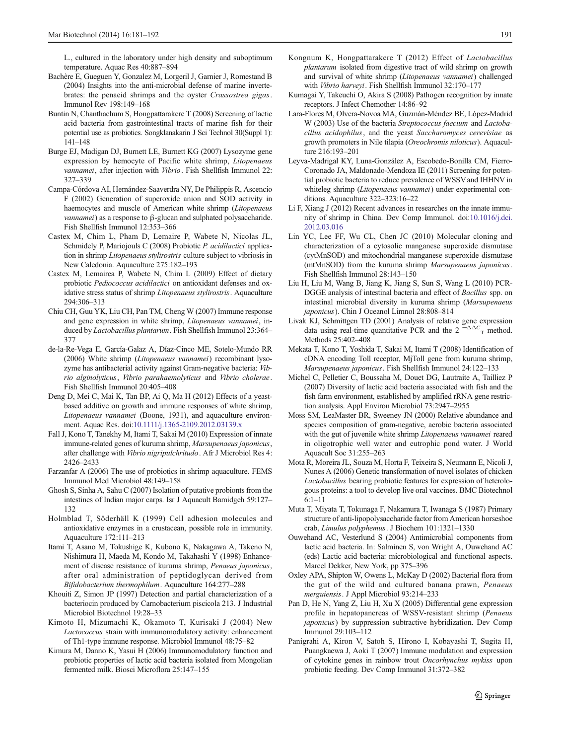L., cultured in the laboratory under high density and suboptimum temperature. Aquac Res 40:887–894

Bachère E, Gueguen Y, Gonzalez M, Lorgeril J, Garnier J, Romestand B (2004) Insights into the anti-microbial defense of marine invertebrates: the penaeid shrimps and the oyster *Crassostrea gigas*. Immunol Rev 198:149–168

Buntin N, Chanthachum S, Hongpattarakere T (2008) Screening of lactic acid bacteria from gastrointestinal tracts of marine fish for their potential use as probiotics. Songklanakarin J Sci Technol 30(Suppl 1): 141–148

Burge EJ, Madigan DJ, Burnett LE, Burnett KG (2007) Lysozyme gene expression by hemocyte of Pacific white shrimp, *Litopenaeus vannamei*, after injection with *Vibrio*. Fish Shellfish Immunol 22: 327–339

Campa-Córdova AI, Hernández-Saaverdra NY, De Philippis R, Ascencio F (2002) Generation of superoxide anion and SOD activity in haemocytes and muscle of American white shrimp (*Litopenaeus vannamei*) as a response to β-glucan and sulphated polysaccharide. Fish Shellfish Immunol 12:353–366

Castex M, Chim L, Pham D, Lemaire P, Wabete N, Nicolas JL, Schmidely P, Mariojouls C (2008) Probiotic *P. acidilactici* application in shrimp *Litopenaeus stylirostris* culture subject to vibriosis in New Caledonia. Aquaculture 275:182–193

Castex M, Lemairea P, Wabete N, Chim L (2009) Effect of dietary probiotic *Pediococcus acidilactici* on antioxidant defenses and oxidative stress status of shrimp *Litopenaeus stylirostris*. Aquaculture 294:306–313

Chiu CH, Guu YK, Liu CH, Pan TM, Cheng W (2007) Immune response and gene expression in white shrimp, *Litopenaeus vannamei*, induced by *Lactobacillus plantarum*. Fish Shellfish Immunol 23:364–377

de-la-Re-Vega E, García-Galaz A, Díaz-Cinco ME, Sotelo-Mundo RR (2006) White shrimp (*Litopenaeus vannamei*) recombinant lysozyme has antibacterial activity against Gram-negative bacteria: *Vibrio alginolyticus*, *Vibrio parahaemolyticus* and *Vibrio cholerae*. Fish Shellfish Immunol 20:405–408

Deng D, Mei C, Mai K, Tan BP, Ai Q, Ma H (2012) Effects of a yeast-based additive on growth and immune responses of white shrimp, *Litopenaeus vannamei* (Boone, 1931), and aquaculture environment. Aquac Res. doi:10.1111/j.1365-2109.2012.03139.x

Fall J, Kono T, Tanekhy M, Itami T, Sakai M (2010) Expression of innate immune-related genes of kuruma shrimp, *Marsupenaeus japonicus*, after challenge with *Vibrio nigripulchritudo*. Afr J Microbiol Res 4: 2426–2433

Farzanfar A (2006) The use of probiotics in shrimp aquaculture. FEMS Immunol Med Microbiol 48:149–158

Ghosh S, Sinha A, Sahu C (2007) Isolation of putative probionts from the intestines of Indian major carps. Isr J Aquacult Bamidgeh 59:127–132

Holmblad T, Söderhäll K (1999) Cell adhesion molecules and antioxidative enzymes in a crustacean, possible role in immunity. Aquaculture 172:111–213

Itami T, Asano M, Tokushige K, Kubono K, Nakagawa A, Takeno N, Nishimura H, Maeda M, Kondo M, Takahashi Y (1998) Enhancement of disease resistance of kuruma shrimp, *Penaeus japonicus*, after oral administration of peptidoglycan derived from *Bifidobacterium thermophilum*. Aquaculture 164:277–288

Khouiti Z, Simon JP (1997) Detection and partial characterization of a bacteriocin produced by Carnobacterium piscicola 213. J Industrial Microbiol Biotechnol 19:28–33

Kimoto H, Mizumachi K, Okamoto T, Kurisaki J (2004) New *Lactococcus* strain with immunomodulatory activity: enhancement of Th1-type immune response. Microbiol Immunol 48:75–82

Kimura M, Danno K, Yasui H (2006) Immunomodulatory function and probiotic properties of lactic acid bacteria isolated from Mongolian fermented milk. Biosci Microflora 25:147–155

Kongnum K, Hongpattarakere T (2012) Effect of *Lactobacillus plantarum* isolated from digestive tract of wild shrimp on growth and survival of white shrimp (*Litopenaeus vannamei*) challenged with *Vibrio harveyi*. Fish Shellfish Immunol 32:170–177

Kumagai Y, Takeuchi O, Akira S (2008) Pathogen recognition by innate receptors. J Infect Chemother 14:86–92

Lara-Flores M, Olvera-Novoa MA, Guzmán-Méndez BE, López-Madrid W (2003) Use of the bacteria *Streptococcus faecium* and *Lactobacillus acidophilus*, and the yeast *Saccharomyces cerevisiae* as growth promoters in Nile tilapia (*Oreochromis niloticus*). Aquaculture 216:193–201

Leyva-Madrigal KY, Luna-González A, Escobedo-Bonilla CM, Fierro-Coronado JA, Maldonado-Mendoza IE (2011) Screening for potential probiotic bacteria to reduce prevalence of WSSV and IHHNV in whiteleg shrimp (*Litopenaeus vannamei*) under experimental conditions. Aquaculture 322–323:16–22

Li F, Xiang J (2012) Recent advances in researches on the innate immunity of shrimp in China. Dev Comp Immunol. doi:10.1016/j.dci.2012.03.016

Lin YC, Lee FF, Wu CL, Chen JC (2010) Molecular cloning and characterization of a cytosolic manganese superoxide dismutase (cytMnSOD) and mitochondrial manganese superoxide dismutase (mtMnSOD) from the kuruma shrimp *Marsupenaeus japonicas*. Fish Shellfish Immunol 28:143–150

Liu H, Liu M, Wang B, Jiang K, Jiang S, Sun S, Wang L (2010) PCR-DGGE analysis of intestinal bacteria and effect of *Bacillus* spp. on intestinal microbial diversity in kuruma shrimp (*Marsupenaeus japonicus*). Chin J Oceanol Limnol 28:808–814

Livak KJ, Schmittgen TD (2001) Analysis of relative gene expression data using real-time quantitative PCR and the $2^{-\Delta\Delta C_T}$ method. Methods 25:402–408

Mekata T, Kono T, Yoshida T, Sakai M, Itami T (2008) Identification of cDNA encoding Toll receptor, MjToll gene from kuruma shrimp, *Marsupenaeus japonicus*. Fish Shellfish Immunol 24:122–133

Michel C, Pelletier C, Boussaha M, Douet DG, Lautraite A, Tailliez P (2007) Diversity of lactic acid bacteria associated with fish and the fish farm environment, established by amplified rRNA gene restriction analysis. Appl Environ Microbiol 73:2947–2955

Moss SM, LeaMaster BR, Sweeney JN (2000) Relative abundance and species composition of gram-negative, aerobic bacteria associated with the gut of juvenile white shrimp *Litopenaeus vannamei* reared in oligotrophic well water and eutrophic pond water. J World Aquacult Soc 31:255–263

Mota R, Moreira JL, Souza M, Horta F, Teixeira S, Neumann E, Nicoli J, Nunes A (2006) Genetic transformation of novel isolates of chicken *Lactobacillus* bearing probiotic features for expression of heterologous proteins: a tool to develop live oral vaccines. BMC Biotechnol 6:1–11

Muta T, Miyata T, Tokunaga F, Nakamura T, Iwanaga S (1987) Primary structure of anti-lipopolysaccharide factor from American horseshoe crab, *Limulus polyphemus*. J Biochem 101:1321–1330

Ouwehand AC, Vesterlund S (2004) Antimicrobial components from lactic acid bacteria. In: Salminen S, von Wright A, Ouwehand AC (eds) Lactic acid bacteria: microbiological and functional aspects. Marcel Dekker, New York, pp 375–396

Oxley APA, Shipton W, Owens L, McKay D (2002) Bacterial flora from the gut of the wild and cultured banana prawn, *Penaeus merguiensis*. J Appl Microbiol 93:214–233

Pan D, He N, Yang Z, Liu H, Xu X (2005) Differential gene expression profile in hepatopancreas of WSSV-resistant shrimp (*Penaeus japonicus*) by suppression subtractive hybridization. Dev Comp Immunol 29:103–112

Panigrahi A, Kiron V, Satoh S, Hirono I, Kobayashi T, Sugita H, Puangkaewa J, Aoki T (2007) Immune modulation and expression of cytokine genes in rainbow trout *Oncorhynchus mykiss* upon probiotic feeding. Dev Comp Immunol 31:372–382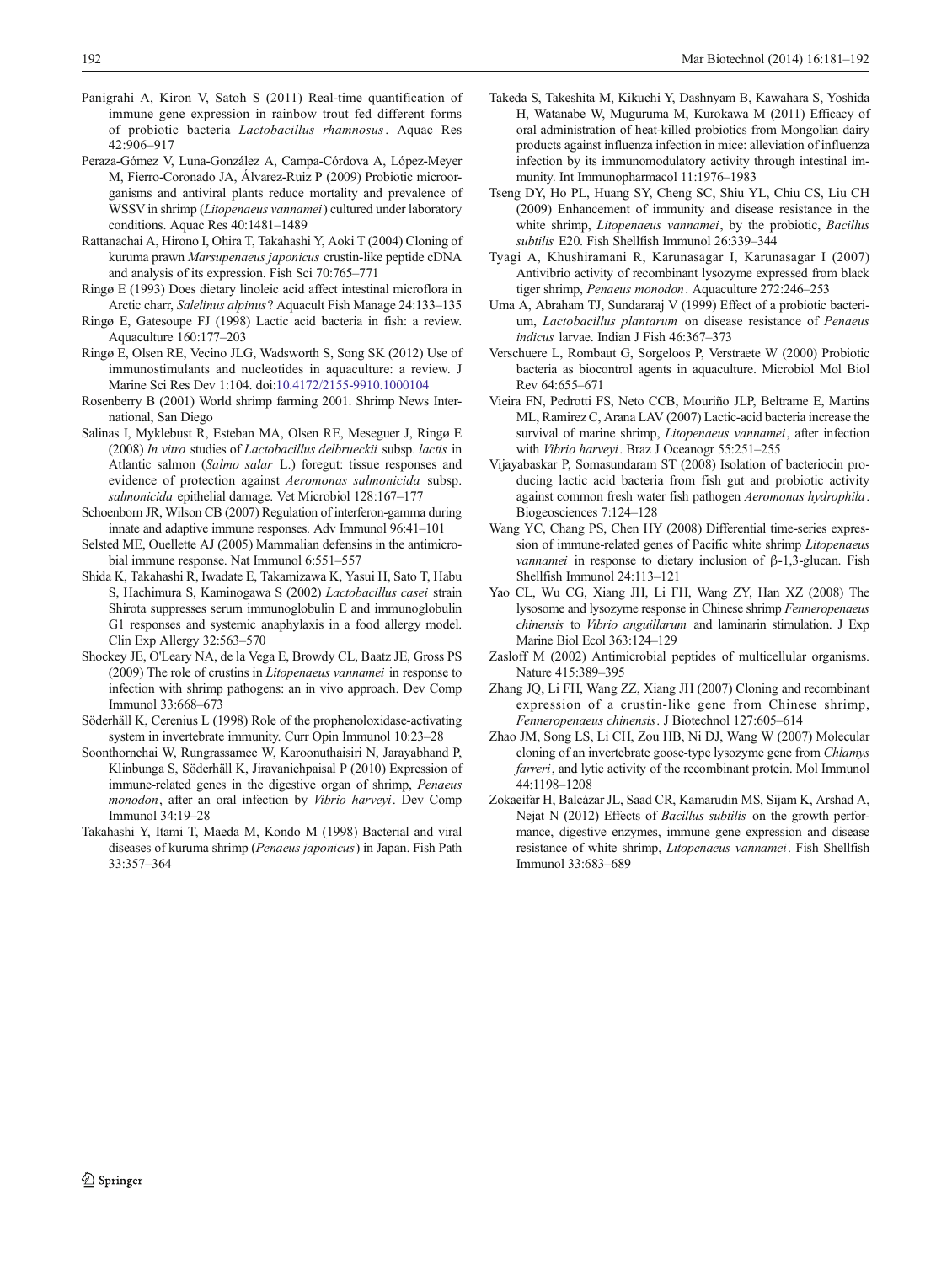Panigrahi A, Kiron V, Satoh S (2011) Real-time quantification of immune gene expression in rainbow trout fed different forms of probiotic bacteria *Lactobacillus rhamnosus*. Aquac Res 42:906–917

Peraza-Gómez V, Luna-González A, Campa-Córdova A, López-Meyer M, Fierro-Coronado JA, Álvarez-Ruiz P (2009) Probiotic microorganisms and antiviral plants reduce mortality and prevalence of WSSV in shrimp (*Litopenaeus vannamei*) cultured under laboratory conditions. Aquac Res 40:1481–1489

Rattanachai A, Hirono I, Ohira T, Takahashi Y, Aoki T (2004) Cloning of kuruma prawn *Marsupenaeus japonicus* crustin-like peptide cDNA and analysis of its expression. Fish Sci 70:765–771

Ringø E (1993) Does dietary linoleic acid affect intestinal microflora in Arctic charr, *Salelinus alpinus*? Aquacult Fish Manage 24:133–135

Ringø E, Gatesoupe FJ (1998) Lactic acid bacteria in fish: a review. Aquaculture 160:177–203

Ringø E, Olsen RE, Vecino JLG, Wadsworth S, Song SK (2012) Use of immunostimulants and nucleotides in aquaculture: a review. J Marine Sci Res Dev 1:104. doi:10.4172/2155-9910.1000104

Rosenberry B (2001) World shrimp farming 2001. Shrimp News International, San Diego

Salinas I, Myklebust R, Esteban MA, Olsen RE, Meseguer J, Ringø E (2008) *In vitro* studies of *Lactobacillus delbrueckii* subsp. *lactis* in Atlantic salmon (*Salmo salar* L.) foregut: tissue responses and evidence of protection against *Aeromonas salmonicida* subsp. *salmonicida* epithelial damage. Vet Microbiol 128:167–177

Schoenborn JR, Wilson CB (2007) Regulation of interferon-gamma during innate and adaptive immune responses. Adv Immunol 96:41–101

Selsted ME, Ouellette AJ (2005) Mammalian defensins in the antimicrobial immune response. Nat Immunol 6:551–557

Shida K, Takahashi R, Iwadate E, Takamizawa K, Yasui H, Sato T, Habu S, Hachimura S, Kaminogawa S (2002) *Lactobacillus casei* strain Shirota suppresses serum immunoglobulin E and immunoglobulin G1 responses and systemic anaphylaxis in a food allergy model. Clin Exp Allergy 32:563–570

Shockey JE, O'Leary NA, de la Vega E, Browdy CL, Baatz JE, Gross PS (2009) The role of crustins in *Litopenaeus vannamei* in response to infection with shrimp pathogens: an in vivo approach. Dev Comp Immunol 33:668–673

Söderhäll K, Cerenius L (1998) Role of the prophenoloxidase-activating system in invertebrate immunity. Curr Opin Immunol 10:23–28

Soonthornchai W, Rungrassamee W, Karoonuthaisiri N, Jarayabhand P, Klinbunga S, Söderhäll K, Jiravanichpaisal P (2010) Expression of immune-related genes in the digestive organ of shrimp, *Penaeus monodon*, after an oral infection by *Vibrio harveyi*. Dev Comp Immunol 34:19–28

Takahashi Y, Itami T, Maeda M, Kondo M (1998) Bacterial and viral diseases of kuruma shrimp (*Penaeus japonicus*) in Japan. Fish Path 33:357–364

Takeda S, Takeshita M, Kikuchi Y, Dashnyam B, Kawahara S, Yoshida H, Watanabe W, Muguruma M, Kurokawa M (2011) Efficacy of oral administration of heat-killed probiotics from Mongolian dairy products against influenza infection in mice: alleviation of influenza infection by its immunomodulatory activity through intestinal immunity. Int Immunopharmacol 11:1976–1983

Tseng DY, Ho PL, Huang SY, Cheng SC, Shiu YL, Chiu CS, Liu CH (2009) Enhancement of immunity and disease resistance in the white shrimp, *Litopenaeus vannamei*, by the probiotic, *Bacillus subtilis* E20. Fish Shellfish Immunol 26:339–344

Tyagi A, Khushiramani R, Karunasagar I, Karunasagar I (2007) Antivibrio activity of recombinant lysozyme expressed from black tiger shrimp, *Penaeus monodon*. Aquaculture 272:246–253

Uma A, Abraham TJ, Sundararaj V (1999) Effect of a probiotic bacterium, *Lactobacillus plantarum* on disease resistance of *Penaeus indicus* larvae. Indian J Fish 46:367–373

Verschuere L, Rombaut G, Sorgeloos P, Verstraete W (2000) Probiotic bacteria as biocontrol agents in aquaculture. Microbiol Mol Biol Rev 64:655–671

Vieira FN, Pedrotti FS, Neto CCB, Mouriño JLP, Beltrame E, Martins ML, Ramirez C, Arana LAV (2007) Lactic-acid bacteria increase the survival of marine shrimp, *Litopenaeus vannamei*, after infection with *Vibrio harveyi*. Braz J Oceanogr 55:251–255

Vijayabaskar P, Somasundaram ST (2008) Isolation of bacteriocin producing lactic acid bacteria from fish gut and probiotic activity against common fresh water fish pathogen *Aeromonas hydrophila*. Biogeosciences 7:124–128

Wang YC, Chang PS, Chen HY (2008) Differential time-series expression of immune-related genes of Pacific white shrimp *Litopenaeus vannamei* in response to dietary inclusion of β-1,3-glucan. Fish Shellfish Immunol 24:113–121

Yao CL, Wu CG, Xiang JH, Li FH, Wang ZY, Han XZ (2008) The lysosome and lysozyme response in Chinese shrimp *Fenneropenaeus chinensis* to *Vibrio anguillarum* and laminarin stimulation. J Exp Marine Biol Ecol 363:124–129

Zasloff M (2002) Antimicrobial peptides of multicellular organisms. Nature 415:389–395

Zhang JQ, Li FH, Wang ZZ, Xiang JH (2007) Cloning and recombinant expression of a crustin-like gene from Chinese shrimp, *Fenneropenaeus chinensis*. J Biotechnol 127:605–614

Zhao JM, Song LS, Li CH, Zou HB, Ni DJ, Wang W (2007) Molecular cloning of an invertebrate goose-type lysozyme gene from *Chlamys farreri*, and lytic activity of the recombinant protein. Mol Immunol 44:1198–1208

Zokaeifar H, Balcázar JL, Saad CR, Kamarudin MS, Sijam K, Arshad A, Nejat N (2012) Effects of *Bacillus subtilis* on the growth performance, digestive enzymes, immune gene expression and disease resistance of white shrimp, *Litopenaeus vannamei*. Fish Shellfish Immunol 33:683–689